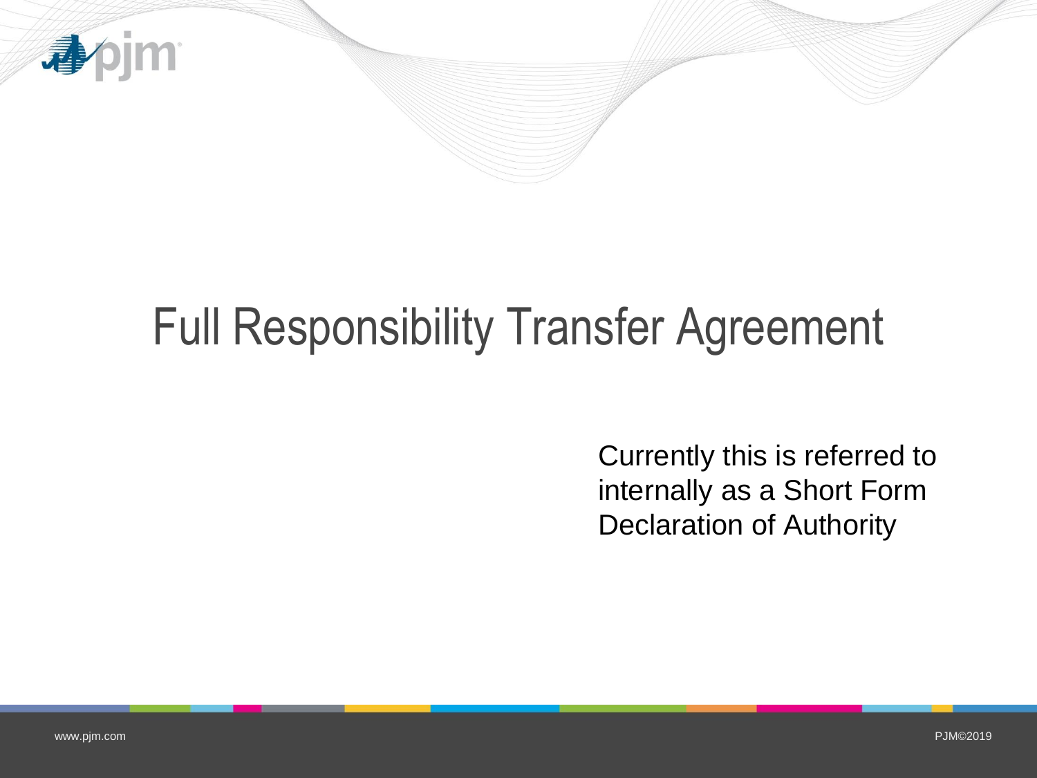# Full Responsibility Transfer Agreement

Currently this is referred to internally as a Short Form Declaration of Authority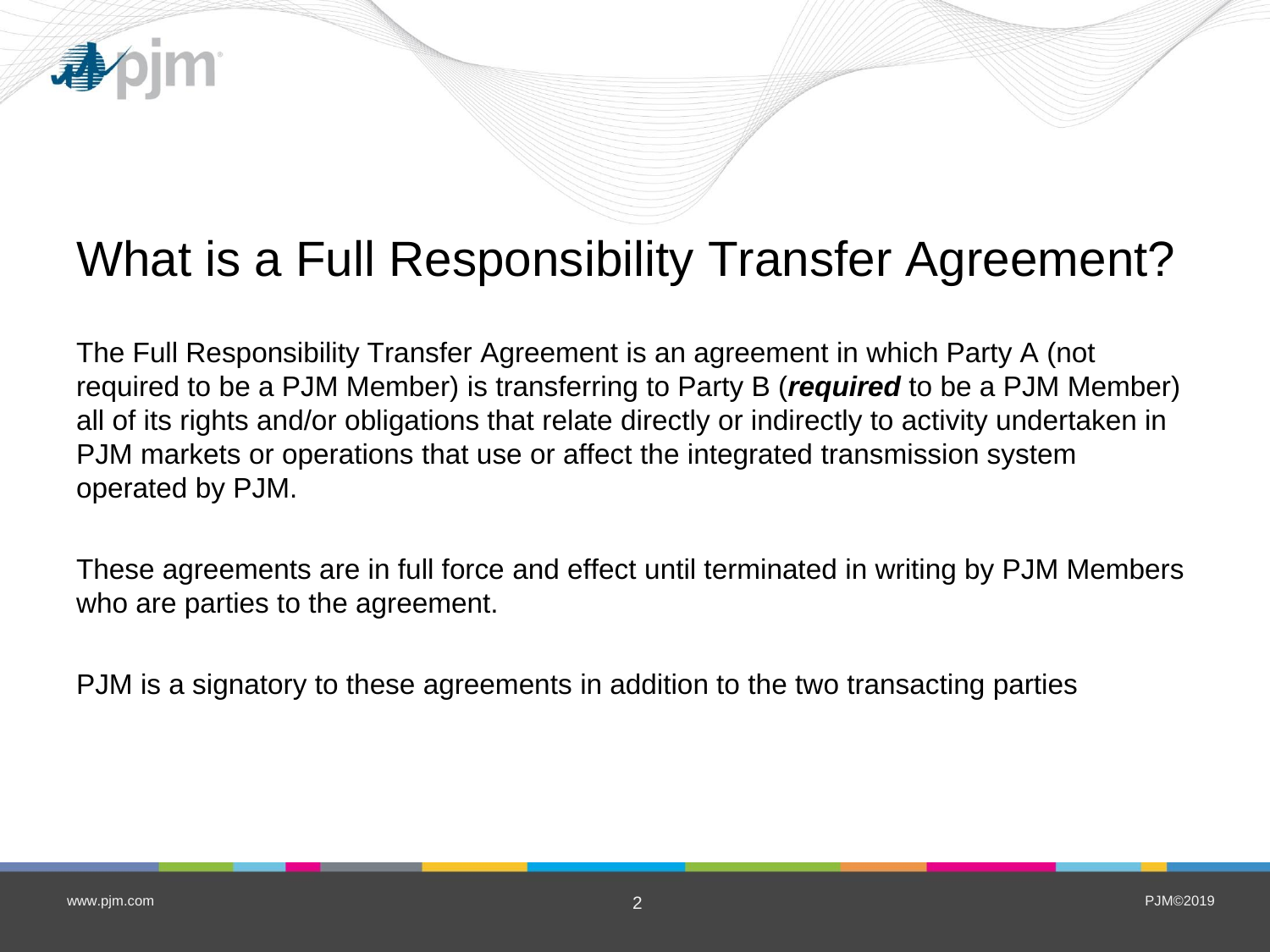# What is a Full Responsibility Transfer Agreement?

The Full Responsibility Transfer Agreement is an agreement in which Party A (not required to be a PJM Member) is transferring to Party B (***required*** to be a PJM Member) all of its rights and/or obligations that relate directly or indirectly to activity undertaken in PJM markets or operations that use or affect the integrated transmission system operated by PJM.

These agreements are in full force and effect until terminated in writing by PJM Members who are parties to the agreement.

PJM is a signatory to these agreements in addition to the two transacting parties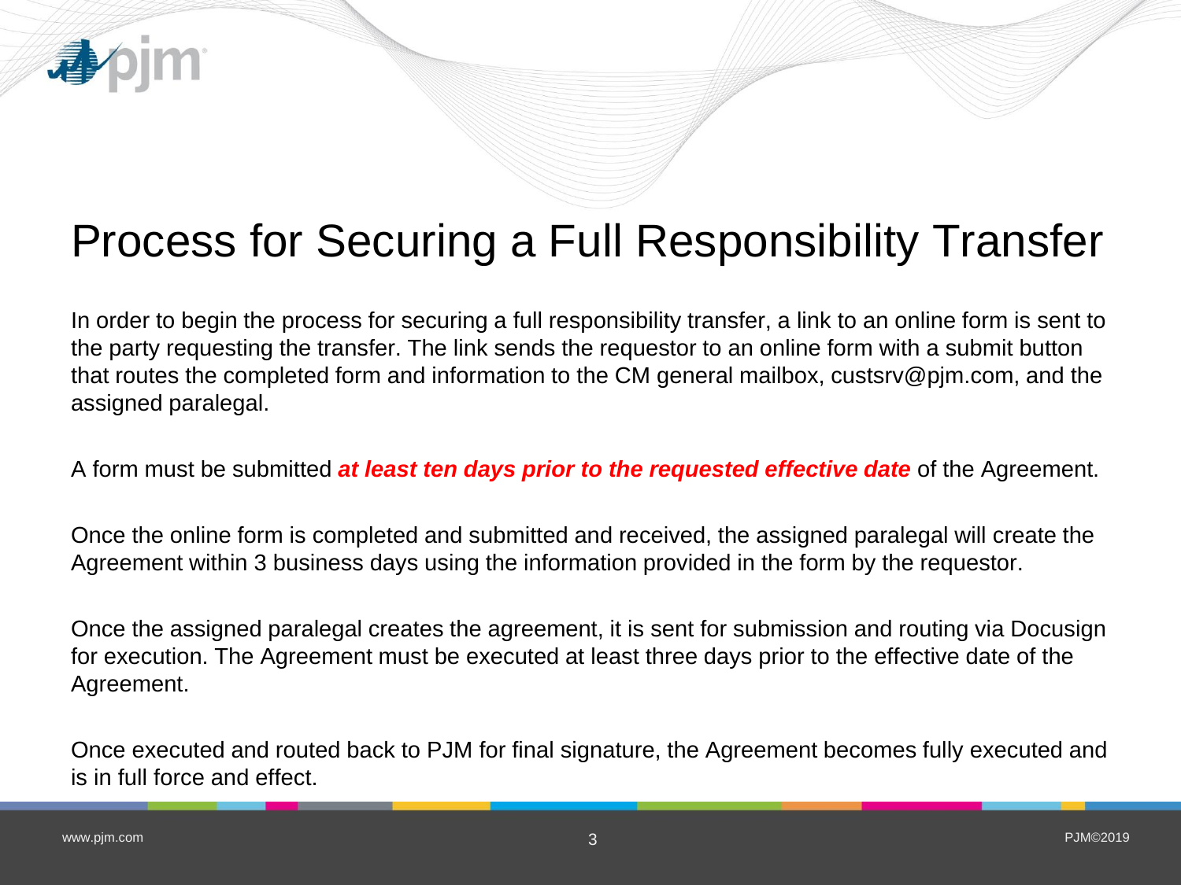# Process for Securing a Full Responsibility Transfer

In order to begin the process for securing a full responsibility transfer, a link to an online form is sent to the party requesting the transfer. The link sends the requestor to an online form with a submit button that routes the completed form and information to the CM general mailbox, custsrv@pjm.com, and the assigned paralegal.

A form must be submitted ***at least ten days prior to the requested effective date*** of the Agreement.

Once the online form is completed and submitted and received, the assigned paralegal will create the Agreement within 3 business days using the information provided in the form by the requestor.

Once the assigned paralegal creates the agreement, it is sent for submission and routing via Docusign for execution. The Agreement must be executed at least three days prior to the effective date of the Agreement.

Once executed and routed back to PJM for final signature, the Agreement becomes fully executed and is in full force and effect.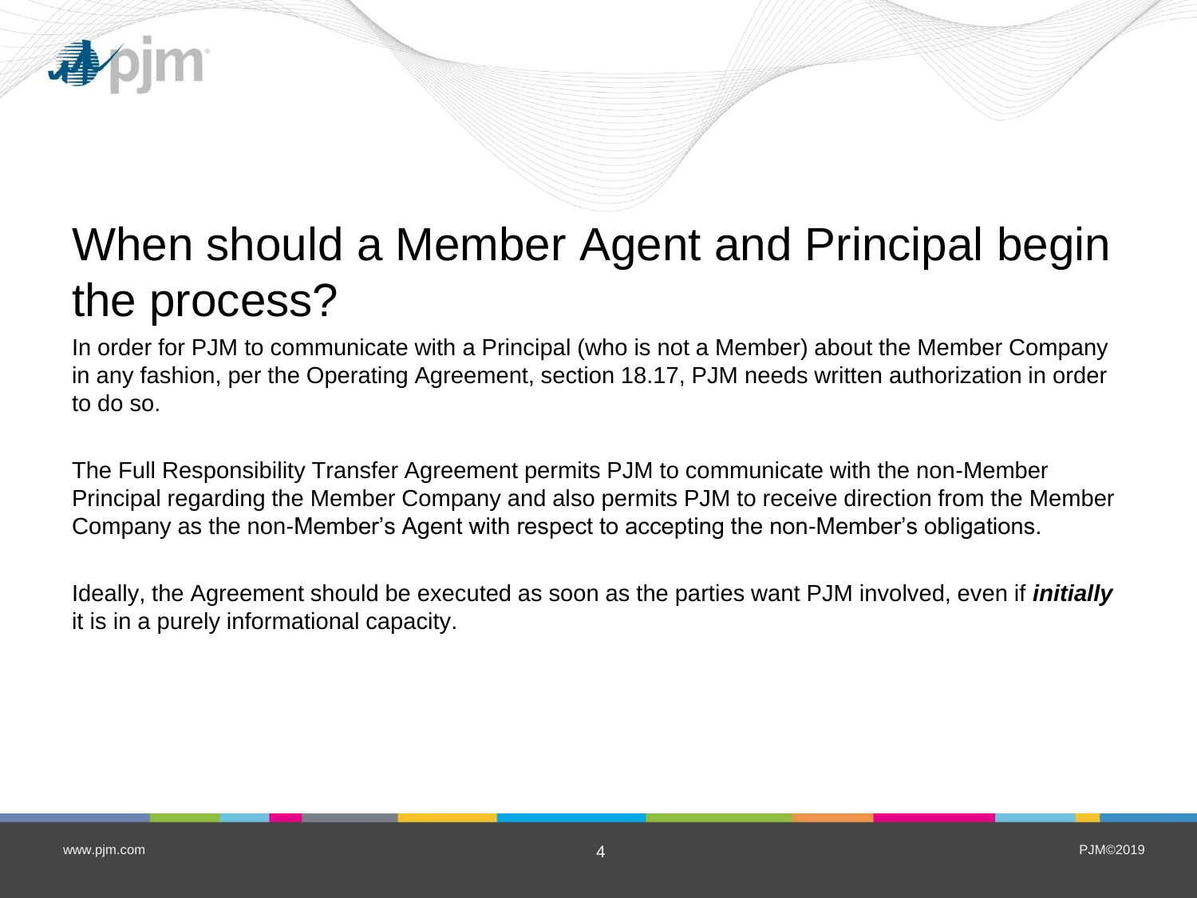# When should a Member Agent and Principal begin the process?

In order for PJM to communicate with a Principal (who is not a Member) about the Member Company in any fashion, per the Operating Agreement, section 18.17, PJM needs written authorization in order to do so.

The Full Responsibility Transfer Agreement permits PJM to communicate with the non-Member Principal regarding the Member Company and also permits PJM to receive direction from the Member Company as the non-Member's Agent with respect to accepting the non-Member's obligations.

Ideally, the Agreement should be executed as soon as the parties want PJM involved, even if ***initially*** it is in a purely informational capacity.